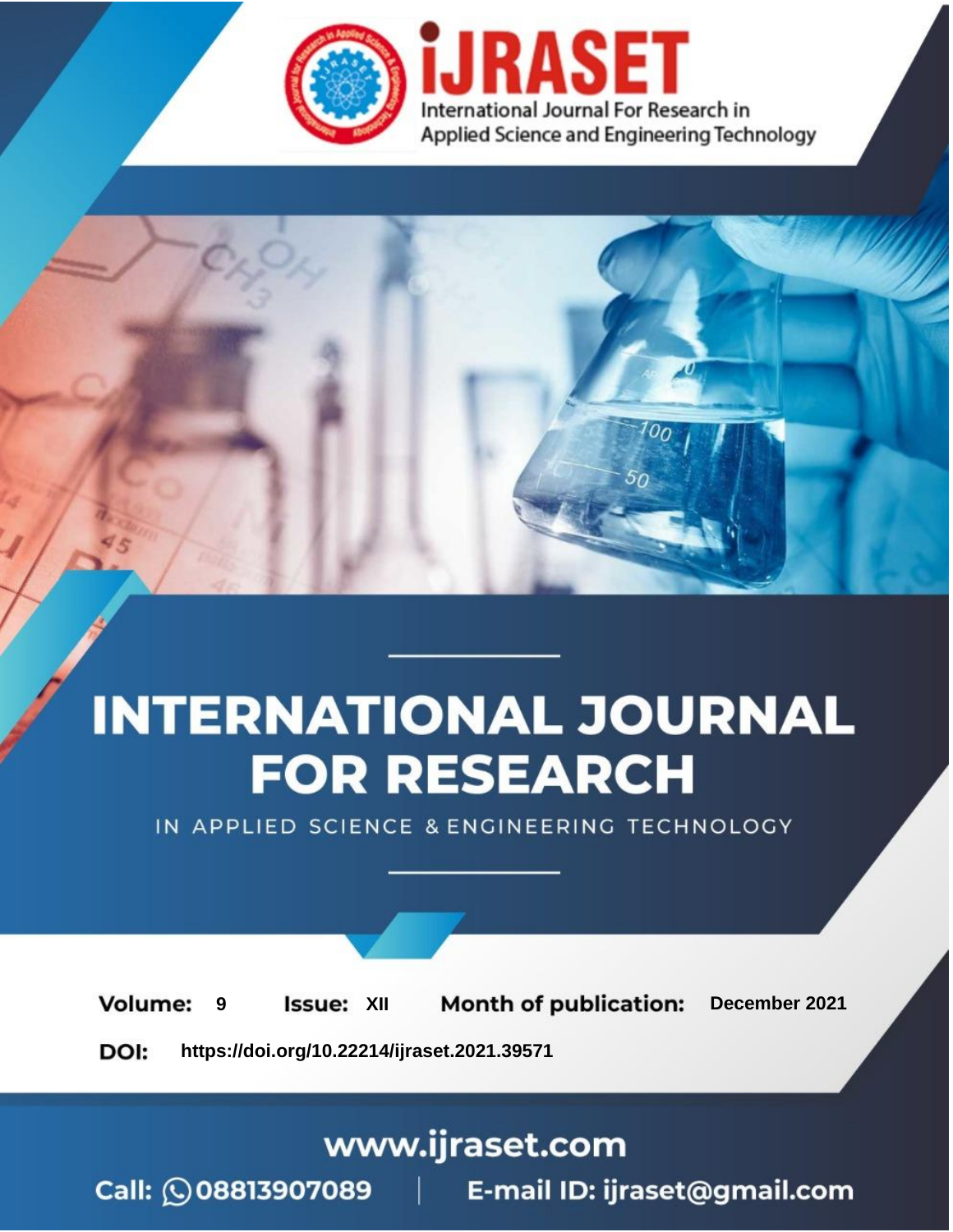# INTERNATIONAL JOURNAL FOR RESEARCH

IN APPLIED SCIENCE & ENGINEERING TECHNOLOGY

**Volume:** 9 **Issue:** XII **Month of publication:** December 2021

**DOI:** https://doi.org/10.22214/ijraset.2021.39571

www.ijraset.com

Call: 08813907089 | E-mail ID: ijraset@gmail.com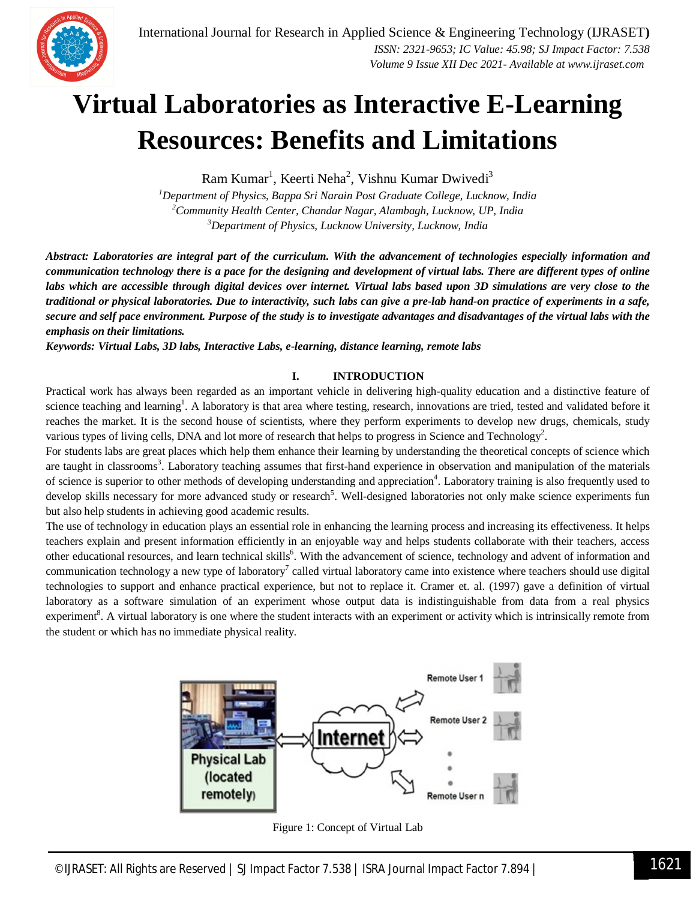# Virtual Laboratories as Interactive E-Learning Resources: Benefits and Limitations

Ram Kumar[1], Keerti Neha[2], Vishnu Kumar Dwivedi[3]

[1]*Department of Physics, Bappa Sri Narain Post Graduate College, Lucknow, India*
[2]*Community Health Center, Chandar Nagar, Alambagh, Lucknow, UP, India*
[3]*Department of Physics, Lucknow University, Lucknow, India*

***Abstract: Laboratories are integral part of the curriculum. With the advancement of technologies especially information and communication technology there is a pace for the designing and development of virtual labs. There are different types of online labs which are accessible through digital devices over internet. Virtual labs based upon 3D simulations are very close to the traditional or physical laboratories. Due to interactivity, such labs can give a pre-lab hand-on practice of experiments in a safe, secure and self pace environment. Purpose of the study is to investigate advantages and disadvantages of the virtual labs with the emphasis on their limitations.***

***Keywords: Virtual Labs, 3D labs, Interactive Labs, e-learning, distance learning, remote labs***

## I. INTRODUCTION

Practical work has always been regarded as an important vehicle in delivering high-quality education and a distinctive feature of science teaching and learning[1]. A laboratory is that area where testing, research, innovations are tried, tested and validated before it reaches the market. It is the second house of scientists, where they perform experiments to develop new drugs, chemicals, study various types of living cells, DNA and lot more of research that helps to progress in Science and Technology[2].

For students labs are great places which help them enhance their learning by understanding the theoretical concepts of science which are taught in classrooms[3]. Laboratory teaching assumes that first-hand experience in observation and manipulation of the materials of science is superior to other methods of developing understanding and appreciation[4]. Laboratory training is also frequently used to develop skills necessary for more advanced study or research[5]. Well-designed laboratories not only make science experiments fun but also help students in achieving good academic results.

The use of technology in education plays an essential role in enhancing the learning process and increasing its effectiveness. It helps teachers explain and present information efficiently in an enjoyable way and helps students collaborate with their teachers, access other educational resources, and learn technical skills[6]. With the advancement of science, technology and advent of information and communication technology a new type of laboratory[7] called virtual laboratory came into existence where teachers should use digital technologies to support and enhance practical experience, but not to replace it. Cramer et. al. (1997) gave a definition of virtual laboratory as a software simulation of an experiment whose output data is indistinguishable from data from a real physics experiment[8]. A virtual laboratory is one where the student interacts with an experiment or activity which is intrinsically remote from the student or which has no immediate physical reality.

Figure 1: Concept of Virtual Lab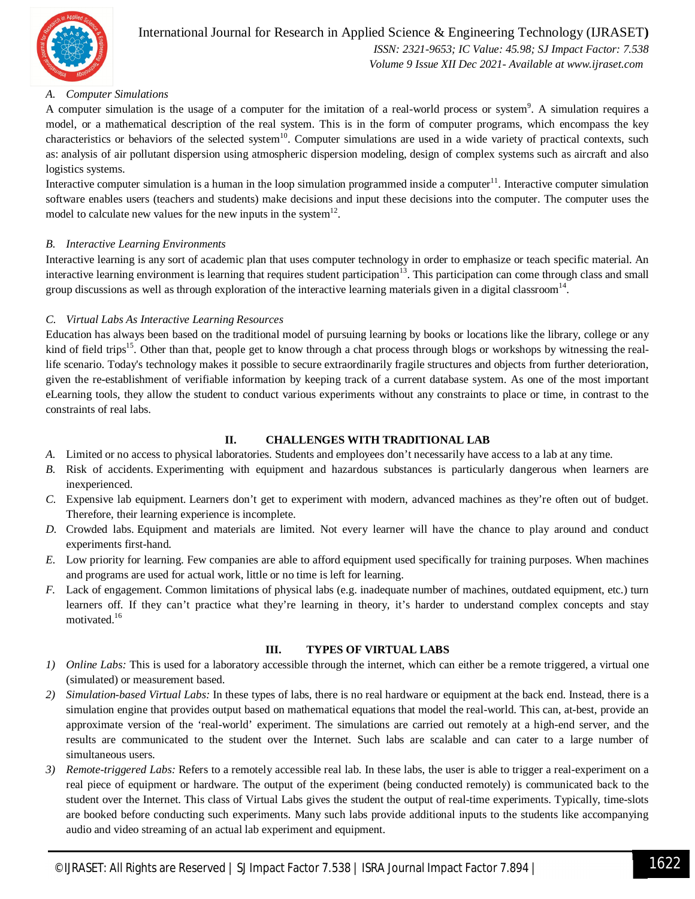### A. Computer Simulations

A computer simulation is the usage of a computer for the imitation of a real-world process or system[9]. A simulation requires a model, or a mathematical description of the real system. This is in the form of computer programs, which encompass the key characteristics or behaviors of the selected system[10]. Computer simulations are used in a wide variety of practical contexts, such as: analysis of air pollutant dispersion using atmospheric dispersion modeling, design of complex systems such as aircraft and also logistics systems.

Interactive computer simulation is a human in the loop simulation programmed inside a computer[11]. Interactive computer simulation software enables users (teachers and students) make decisions and input these decisions into the computer. The computer uses the model to calculate new values for the new inputs in the system[12].

### B. Interactive Learning Environments

Interactive learning is any sort of academic plan that uses computer technology in order to emphasize or teach specific material. An interactive learning environment is learning that requires student participation[13]. This participation can come through class and small group discussions as well as through exploration of the interactive learning materials given in a digital classroom[14].

### C. Virtual Labs As Interactive Learning Resources

Education has always been based on the traditional model of pursuing learning by books or locations like the library, college or any kind of field trips[15]. Other than that, people get to know through a chat process through blogs or workshops by witnessing the real-life scenario. Today's technology makes it possible to secure extraordinarily fragile structures and objects from further deterioration, given the re-establishment of verifiable information by keeping track of a current database system. As one of the most important eLearning tools, they allow the student to conduct various experiments without any constraints to place or time, in contrast to the constraints of real labs.

## II. CHALLENGES WITH TRADITIONAL LAB

A. Limited or no access to physical laboratories. Students and employees don't necessarily have access to a lab at any time.

B. Risk of accidents. Experimenting with equipment and hazardous substances is particularly dangerous when learners are inexperienced.

C. Expensive lab equipment. Learners don't get to experiment with modern, advanced machines as they're often out of budget. Therefore, their learning experience is incomplete.

D. Crowded labs. Equipment and materials are limited. Not every learner will have the chance to play around and conduct experiments first-hand.

E. Low priority for learning. Few companies are able to afford equipment used specifically for training purposes. When machines and programs are used for actual work, little or no time is left for learning.

F. Lack of engagement. Common limitations of physical labs (e.g. inadequate number of machines, outdated equipment, etc.) turn learners off. If they can't practice what they're learning in theory, it's harder to understand complex concepts and stay motivated.[16]

## III. TYPES OF VIRTUAL LABS

1) *Online Labs:* This is used for a laboratory accessible through the internet, which can either be a remote triggered, a virtual one (simulated) or measurement based.
2) *Simulation-based Virtual Labs:* In these types of labs, there is no real hardware or equipment at the back end. Instead, there is a simulation engine that provides output based on mathematical equations that model the real-world. This can, at-best, provide an approximate version of the 'real-world' experiment. The simulations are carried out remotely at a high-end server, and the results are communicated to the student over the Internet. Such labs are scalable and can cater to a large number of simultaneous users.
3) *Remote-triggered Labs:* Refers to a remotely accessible real lab. In these labs, the user is able to trigger a real-experiment on a real piece of equipment or hardware. The output of the experiment (being conducted remotely) is communicated back to the student over the Internet. This class of Virtual Labs gives the student the output of real-time experiments. Typically, time-slots are booked before conducting such experiments. Many such labs provide additional inputs to the students like accompanying audio and video streaming of an actual lab experiment and equipment.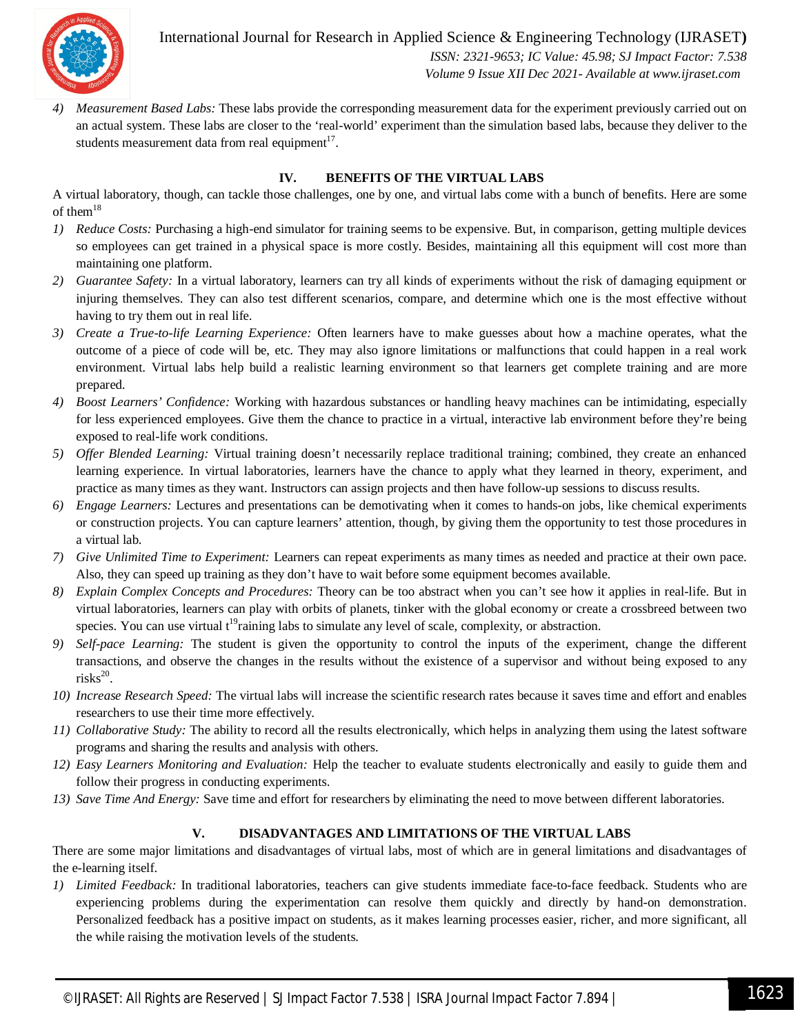4) *Measurement Based Labs:* These labs provide the corresponding measurement data for the experiment previously carried out on an actual system. These labs are closer to the 'real-world' experiment than the simulation based labs, because they deliver to the students measurement data from real equipment[17].

## IV. BENEFITS OF THE VIRTUAL LABS

A virtual laboratory, though, can tackle those challenges, one by one, and virtual labs come with a bunch of benefits. Here are some of them[18]

1) *Reduce Costs:* Purchasing a high-end simulator for training seems to be expensive. But, in comparison, getting multiple devices so employees can get trained in a physical space is more costly. Besides, maintaining all this equipment will cost more than maintaining one platform.
2) *Guarantee Safety:* In a virtual laboratory, learners can try all kinds of experiments without the risk of damaging equipment or injuring themselves. They can also test different scenarios, compare, and determine which one is the most effective without having to try them out in real life.
3) *Create a True-to-life Learning Experience:* Often learners have to make guesses about how a machine operates, what the outcome of a piece of code will be, etc. They may also ignore limitations or malfunctions that could happen in a real work environment. Virtual labs help build a realistic learning environment so that learners get complete training and are more prepared.
4) *Boost Learners' Confidence:* Working with hazardous substances or handling heavy machines can be intimidating, especially for less experienced employees. Give them the chance to practice in a virtual, interactive lab environment before they're being exposed to real-life work conditions.
5) *Offer Blended Learning:* Virtual training doesn't necessarily replace traditional training; combined, they create an enhanced learning experience. In virtual laboratories, learners have the chance to apply what they learned in theory, experiment, and practice as many times as they want. Instructors can assign projects and then have follow-up sessions to discuss results.
6) *Engage Learners:* Lectures and presentations can be demotivating when it comes to hands-on jobs, like chemical experiments or construction projects. You can capture learners' attention, though, by giving them the opportunity to test those procedures in a virtual lab.
7) *Give Unlimited Time to Experiment:* Learners can repeat experiments as many times as needed and practice at their own pace. Also, they can speed up training as they don't have to wait before some equipment becomes available.
8) *Explain Complex Concepts and Procedures:* Theory can be too abstract when you can't see how it applies in real-life. But in virtual laboratories, learners can play with orbits of planets, tinker with the global economy or create a crossbreed between two species. You can use virtual t[19]raining labs to simulate any level of scale, complexity, or abstraction.
9) *Self-pace Learning:* The student is given the opportunity to control the inputs of the experiment, change the different transactions, and observe the changes in the results without the existence of a supervisor and without being exposed to any risks[20].
10) *Increase Research Speed:* The virtual labs will increase the scientific research rates because it saves time and effort and enables researchers to use their time more effectively.
11) *Collaborative Study:* The ability to record all the results electronically, which helps in analyzing them using the latest software programs and sharing the results and analysis with others.
12) *Easy Learners Monitoring and Evaluation:* Help the teacher to evaluate students electronically and easily to guide them and follow their progress in conducting experiments.
13) *Save Time And Energy:* Save time and effort for researchers by eliminating the need to move between different laboratories.

## V. DISADVANTAGES AND LIMITATIONS OF THE VIRTUAL LABS

There are some major limitations and disadvantages of virtual labs, most of which are in general limitations and disadvantages of the e-learning itself.

1) *Limited Feedback:* In traditional laboratories, teachers can give students immediate face-to-face feedback. Students who are experiencing problems during the experimentation can resolve them quickly and directly by hand-on demonstration. Personalized feedback has a positive impact on students, as it makes learning processes easier, richer, and more significant, all the while raising the motivation levels of the students.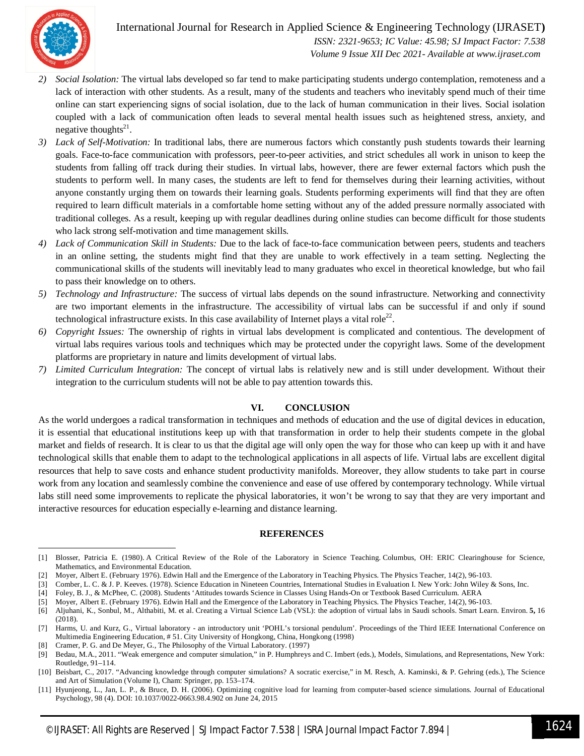2) *Social Isolation:* The virtual labs developed so far tend to make participating students undergo contemplation, remoteness and a lack of interaction with other students. As a result, many of the students and teachers who inevitably spend much of their time online can start experiencing signs of social isolation, due to the lack of human communication in their lives. Social isolation coupled with a lack of communication often leads to several mental health issues such as heightened stress, anxiety, and negative thoughts[21].
3) *Lack of Self-Motivation:* In traditional labs, there are numerous factors which constantly push students towards their learning goals. Face-to-face communication with professors, peer-to-peer activities, and strict schedules all work in unison to keep the students from falling off track during their studies. In virtual labs, however, there are fewer external factors which push the students to perform well. In many cases, the students are left to fend for themselves during their learning activities, without anyone constantly urging them on towards their learning goals. Students performing experiments will find that they are often required to learn difficult materials in a comfortable home setting without any of the added pressure normally associated with traditional colleges. As a result, keeping up with regular deadlines during online studies can become difficult for those students who lack strong self-motivation and time management skills.
4) *Lack of Communication Skill in Students:* Due to the lack of face-to-face communication between peers, students and teachers in an online setting, the students might find that they are unable to work effectively in a team setting. Neglecting the communicational skills of the students will inevitably lead to many graduates who excel in theoretical knowledge, but who fail to pass their knowledge on to others.
5) *Technology and Infrastructure:* The success of virtual labs depends on the sound infrastructure. Networking and connectivity are two important elements in the infrastructure. The accessibility of virtual labs can be successful if and only if sound technological infrastructure exists. In this case availability of Internet plays a vital role[22].
6) *Copyright Issues:* The ownership of rights in virtual labs development is complicated and contentious. The development of virtual labs requires various tools and techniques which may be protected under the copyright laws. Some of the development platforms are proprietary in nature and limits development of virtual labs.
7) *Limited Curriculum Integration:* The concept of virtual labs is relatively new and is still under development. Without their integration to the curriculum students will not be able to pay attention towards this.

## VI. CONCLUSION

As the world undergoes a radical transformation in techniques and methods of education and the use of digital devices in education, it is essential that educational institutions keep up with that transformation in order to help their students compete in the global market and fields of research. It is clear to us that the digital age will only open the way for those who can keep up with it and have technological skills that enable them to adapt to the technological applications in all aspects of life. Virtual labs are excellent digital resources that help to save costs and enhance student productivity manifolds. Moreover, they allow students to take part in course work from any location and seamlessly combine the convenience and ease of use offered by contemporary technology. While virtual labs still need some improvements to replicate the physical laboratories, it won't be wrong to say that they are very important and interactive resources for education especially e-learning and distance learning.

## REFERENCES

[1] Blosser, Patricia E. (1980). A Critical Review of the Role of the Laboratory in Science Teaching. Columbus, OH: ERIC Clearinghouse for Science, Mathematics, and Environmental Education.
[2] Moyer, Albert E. (February 1976). Edwin Hall and the Emergence of the Laboratory in Teaching Physics. The Physics Teacher, 14(2), 96-103.
[3] Comber, L. C. & J. P. Keeves. (1978). Science Education in Nineteen Countries, International Studies in Evaluation I. New York: John Wiley & Sons, Inc.
[4] Foley, B. J., & McPhee, C. (2008). Students 'Attitudes towards Science in Classes Using Hands-On or Textbook Based Curriculum. AERA
[5] Moyer, Albert E. (February 1976). Edwin Hall and the Emergence of the Laboratory in Teaching Physics. The Physics Teacher, 14(2), 96-103.
[6] Aljuhani, K., Sonbul, M., Althabiti, M. et al. Creating a Virtual Science Lab (VSL): the adoption of virtual labs in Saudi schools. Smart Learn. Environ. **5,** 16 (2018).
[7] Harms, U. and Kurz, G., Virtual laboratory - an introductory unit 'POHL's torsional pendulum'. Proceedings of the Third IEEE International Conference on Multimedia Engineering Education, # 51. City University of Hongkong, China, Hongkong (1998)
[8] Cramer, P. G. and De Meyer, G., The Philosophy of the Virtual Laboratory. (1997)
[9] Bedau, M.A., 2011. "Weak emergence and computer simulation," in P. Humphreys and C. Imbert (eds.), Models, Simulations, and Representations, New York: Routledge, 91–114.
[10] Beisbart, C., 2017. "Advancing knowledge through computer simulations? A socratic exercise," in M. Resch, A. Kaminski, & P. Gehring (eds.), The Science and Art of Simulation (Volume I), Cham: Springer, pp. 153–174.
[11] Hyunjeong, L., Jan, L. P., & Bruce, D. H. (2006). Optimizing cognitive load for learning from computer-based science simulations. Journal of Educational Psychology, 98 (4). DOI: 10.1037/0022-0663.98.4.902 on June 24, 2015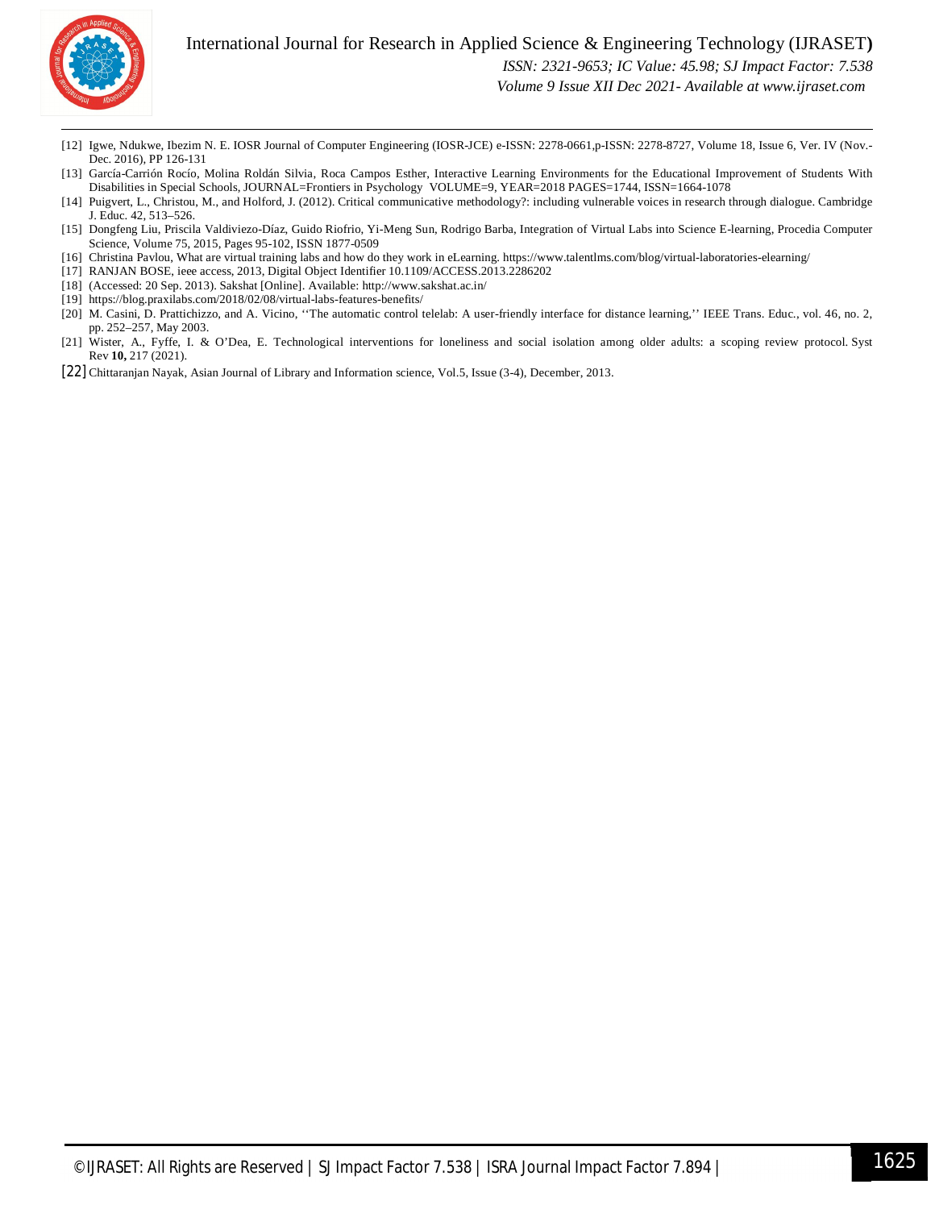[12] Igwe, Ndukwe, Ibezim N. E. IOSR Journal of Computer Engineering (IOSR-JCE) e-ISSN: 2278-0661,p-ISSN: 2278-8727, Volume 18, Issue 6, Ver. IV (Nov.-Dec. 2016), PP 126-131

[13] García-Carrión Rocío, Molina Roldán Silvia, Roca Campos Esther, Interactive Learning Environments for the Educational Improvement of Students With Disabilities in Special Schools, JOURNAL=Frontiers in Psychology VOLUME=9, YEAR=2018 PAGES=1744, ISSN=1664-1078

[14] Puigvert, L., Christou, M., and Holford, J. (2012). Critical communicative methodology?: including vulnerable voices in research through dialogue. Cambridge J. Educ. 42, 513–526.

[15] Dongfeng Liu, Priscila Valdiviezo-Díaz, Guido Riofrio, Yi-Meng Sun, Rodrigo Barba, Integration of Virtual Labs into Science E-learning, Procedia Computer Science, Volume 75, 2015, Pages 95-102, ISSN 1877-0509

[16] Christina Pavlou, What are virtual training labs and how do they work in eLearning. https://www.talentlms.com/blog/virtual-laboratories-elearning/

[17] RANJAN BOSE, ieee access, 2013, Digital Object Identifier 10.1109/ACCESS.2013.2286202

[18] (Accessed: 20 Sep. 2013). Sakshat [Online]. Available: http://www.sakshat.ac.in/

[19] https://blog.praxilabs.com/2018/02/08/virtual-labs-features-benefits/

[20] M. Casini, D. Prattichizzo, and A. Vicino, ''The automatic control telelab: A user-friendly interface for distance learning,'' IEEE Trans. Educ., vol. 46, no. 2, pp. 252–257, May 2003.

[21] Wister, A., Fyffe, I. & O'Dea, E. Technological interventions for loneliness and social isolation among older adults: a scoping review protocol. Syst Rev **10,** 217 (2021).

[22] Chittaranjan Nayak, Asian Journal of Library and Information science, Vol.5, Issue (3-4), December, 2013.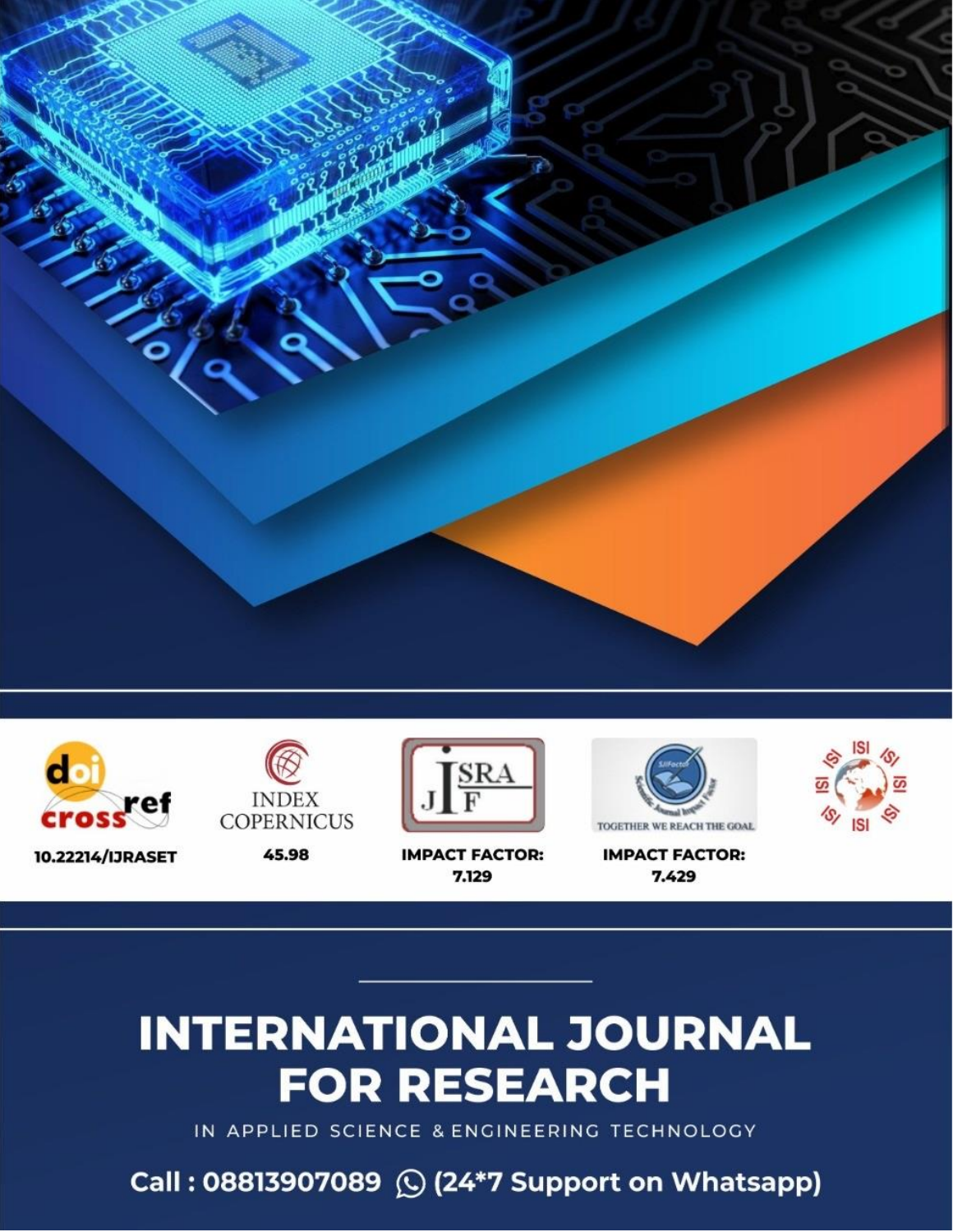10.22214/IJRASET

INDEX COPERNICUS

45.98

IMPACT FACTOR: 7.129

IMPACT FACTOR: 7.429

# INTERNATIONAL JOURNAL FOR RESEARCH

IN APPLIED SCIENCE & ENGINEERING TECHNOLOGY

Call : 08813907089 (24*7 Support on Whatsapp)